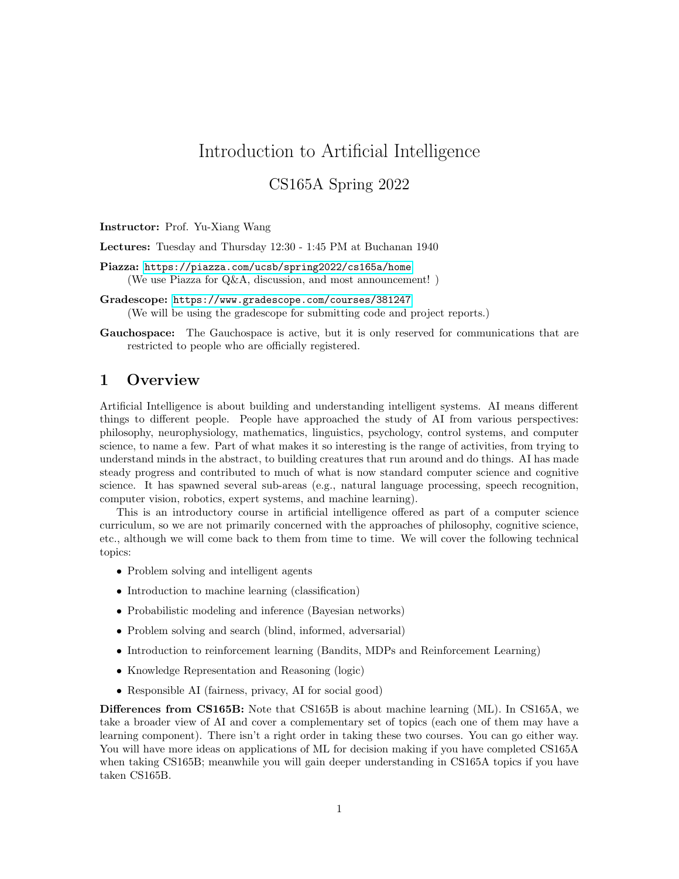# Introduction to Artificial Intelligence

## CS165A Spring 2022

**Instructor:** Prof. Yu-Xiang Wang

**Lectures:** Tuesday and Thursday 12:30 - 1:45 PM at Buchanan 1940

**Piazza:** https://piazza.com/ucsb/spring2022/cs165a/home
(We use Piazza for Q&A, discussion, and most announcement! )

**Gradescope:** https://www.gradescope.com/courses/381247
(We will be using the gradescope for submitting code and project reports.)

**Gauchospace:** The Gauchospace is active, but it is only reserved for communications that are restricted to people who are officially registered.

## 1 Overview

Artificial Intelligence is about building and understanding intelligent systems. AI means different things to different people. People have approached the study of AI from various perspectives: philosophy, neurophysiology, mathematics, linguistics, psychology, control systems, and computer science, to name a few. Part of what makes it so interesting is the range of activities, from trying to understand minds in the abstract, to building creatures that run around and do things. AI has made steady progress and contributed to much of what is now standard computer science and cognitive science. It has spawned several sub-areas (e.g., natural language processing, speech recognition, computer vision, robotics, expert systems, and machine learning).

This is an introductory course in artificial intelligence offered as part of a computer science curriculum, so we are not primarily concerned with the approaches of philosophy, cognitive science, etc., although we will come back to them from time to time. We will cover the following technical topics:

- Problem solving and intelligent agents
- Introduction to machine learning (classification)
- Probabilistic modeling and inference (Bayesian networks)
- Problem solving and search (blind, informed, adversarial)
- Introduction to reinforcement learning (Bandits, MDPs and Reinforcement Learning)
- Knowledge Representation and Reasoning (logic)
- Responsible AI (fairness, privacy, AI for social good)

**Differences from CS165B:** Note that CS165B is about machine learning (ML). In CS165A, we take a broader view of AI and cover a complementary set of topics (each one of them may have a learning component). There isn't a right order in taking these two courses. You can go either way. You will have more ideas on applications of ML for decision making if you have completed CS165A when taking CS165B; meanwhile you will gain deeper understanding in CS165A topics if you have taken CS165B.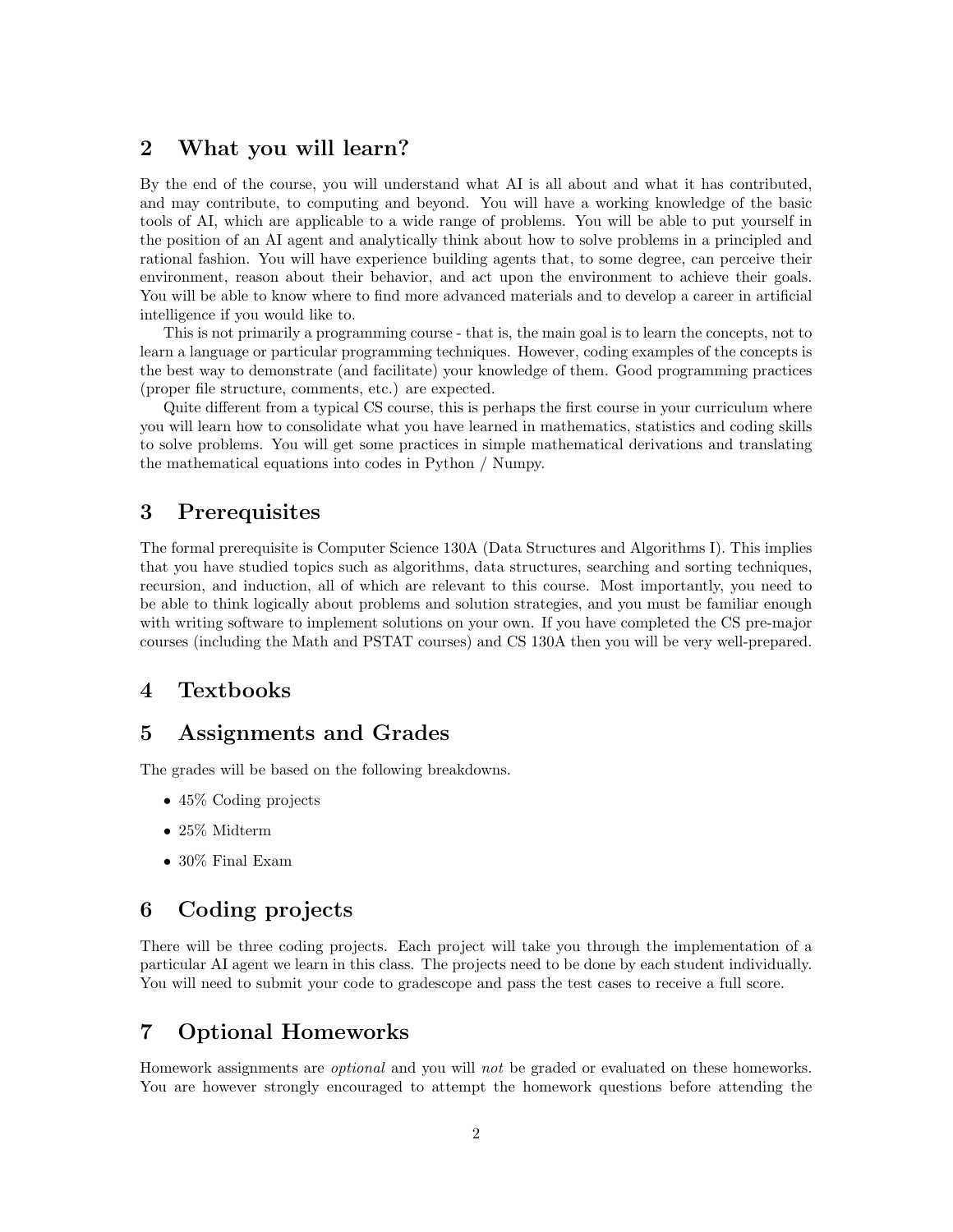## 2 What you will learn?

By the end of the course, you will understand what AI is all about and what it has contributed, and may contribute, to computing and beyond. You will have a working knowledge of the basic tools of AI, which are applicable to a wide range of problems. You will be able to put yourself in the position of an AI agent and analytically think about how to solve problems in a principled and rational fashion. You will have experience building agents that, to some degree, can perceive their environment, reason about their behavior, and act upon the environment to achieve their goals. You will be able to know where to find more advanced materials and to develop a career in artificial intelligence if you would like to.

This is not primarily a programming course - that is, the main goal is to learn the concepts, not to learn a language or particular programming techniques. However, coding examples of the concepts is the best way to demonstrate (and facilitate) your knowledge of them. Good programming practices (proper file structure, comments, etc.) are expected.

Quite different from a typical CS course, this is perhaps the first course in your curriculum where you will learn how to consolidate what you have learned in mathematics, statistics and coding skills to solve problems. You will get some practices in simple mathematical derivations and translating the mathematical equations into codes in Python / Numpy.

## 3 Prerequisites

The formal prerequisite is Computer Science 130A (Data Structures and Algorithms I). This implies that you have studied topics such as algorithms, data structures, searching and sorting techniques, recursion, and induction, all of which are relevant to this course. Most importantly, you need to be able to think logically about problems and solution strategies, and you must be familiar enough with writing software to implement solutions on your own. If you have completed the CS pre-major courses (including the Math and PSTAT courses) and CS 130A then you will be very well-prepared.

## 4 Textbooks

## 5 Assignments and Grades

The grades will be based on the following breakdowns.

- 45% Coding projects
- 25% Midterm
- 30% Final Exam

## 6 Coding projects

There will be three coding projects. Each project will take you through the implementation of a particular AI agent we learn in this class. The projects need to be done by each student individually. You will need to submit your code to gradescope and pass the test cases to receive a full score.

## 7 Optional Homeworks

Homework assignments are *optional* and you will *not* be graded or evaluated on these homeworks. You are however strongly encouraged to attempt the homework questions before attending the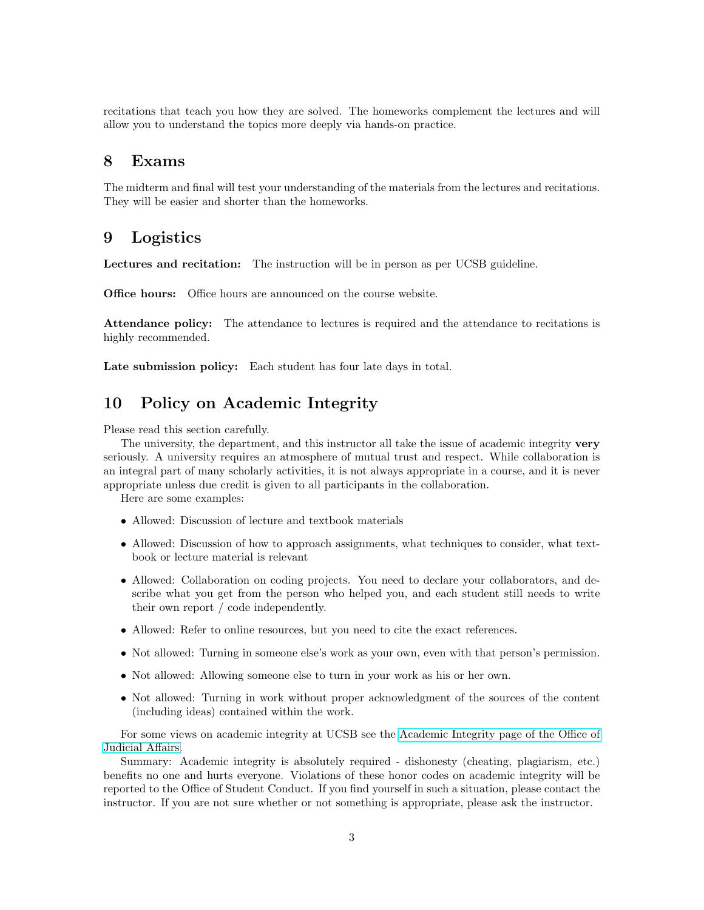recitations that teach you how they are solved. The homeworks complement the lectures and will allow you to understand the topics more deeply via hands-on practice.

## 8 Exams

The midterm and final will test your understanding of the materials from the lectures and recitations. They will be easier and shorter than the homeworks.

## 9 Logistics

**Lectures and recitation:** The instruction will be in person as per UCSB guideline.

**Office hours:** Office hours are announced on the course website.

**Attendance policy:** The attendance to lectures is required and the attendance to recitations is highly recommended.

**Late submission policy:** Each student has four late days in total.

## 10 Policy on Academic Integrity

Please read this section carefully.

The university, the department, and this instructor all take the issue of academic integrity **very** seriously. A university requires an atmosphere of mutual trust and respect. While collaboration is an integral part of many scholarly activities, it is not always appropriate in a course, and it is never appropriate unless due credit is given to all participants in the collaboration.

Here are some examples:

- Allowed: Discussion of lecture and textbook materials
- Allowed: Discussion of how to approach assignments, what techniques to consider, what textbook or lecture material is relevant
- Allowed: Collaboration on coding projects. You need to declare your collaborators, and describe what you get from the person who helped you, and each student still needs to write their own report / code independently.
- Allowed: Refer to online resources, but you need to cite the exact references.
- Not allowed: Turning in someone else's work as your own, even with that person's permission.
- Not allowed: Allowing someone else to turn in your work as his or her own.
- Not allowed: Turning in work without proper acknowledgment of the sources of the content (including ideas) contained within the work.

For some views on academic integrity at UCSB see the Academic Integrity page of the Office of Judicial Affairs.

Summary: Academic integrity is absolutely required - dishonesty (cheating, plagiarism, etc.) benefits no one and hurts everyone. Violations of these honor codes on academic integrity will be reported to the Office of Student Conduct. If you find yourself in such a situation, please contact the instructor. If you are not sure whether or not something is appropriate, please ask the instructor.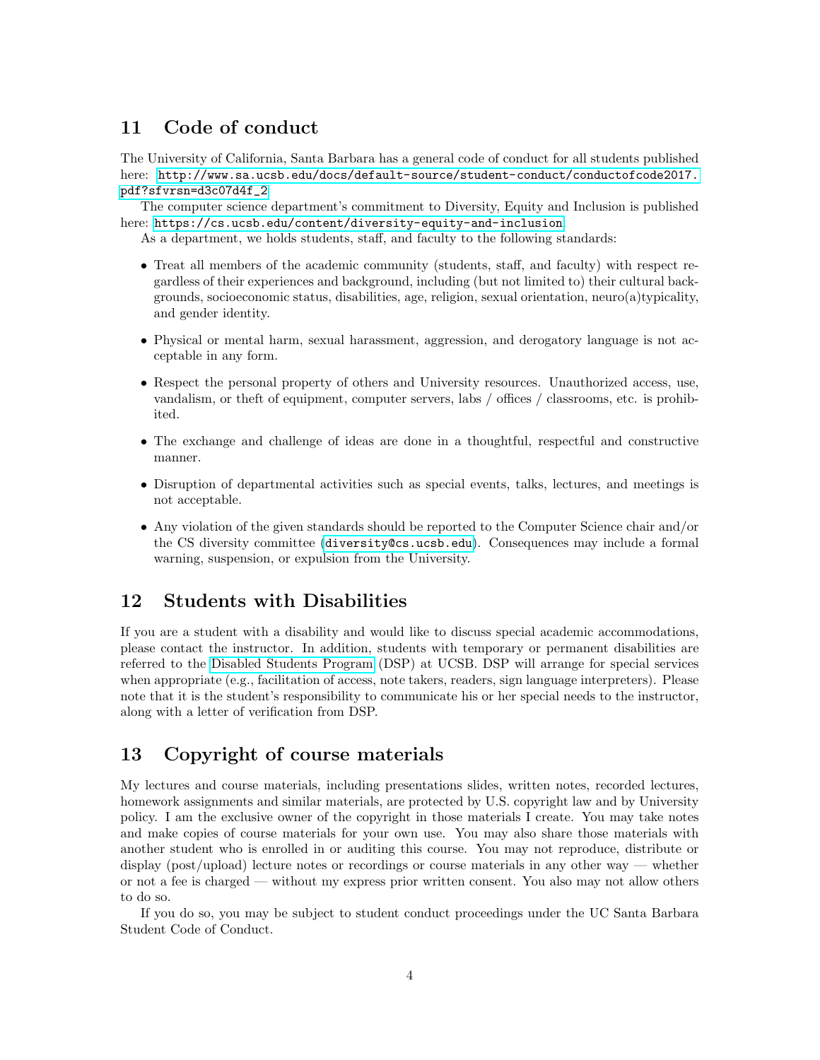## 11 Code of conduct

The University of California, Santa Barbara has a general code of conduct for all students published here: http://www.sa.ucsb.edu/docs/default-source/student-conduct/conductofcode2017.pdf?sfvrsn=d3c07d4f_2

The computer science department's commitment to Diversity, Equity and Inclusion is published here: https://cs.ucsb.edu/content/diversity-equity-and-inclusion.

As a department, we holds students, staff, and faculty to the following standards:

- Treat all members of the academic community (students, staff, and faculty) with respect regardless of their experiences and background, including (but not limited to) their cultural backgrounds, socioeconomic status, disabilities, age, religion, sexual orientation, neuro(a)typicality, and gender identity.
- Physical or mental harm, sexual harassment, aggression, and derogatory language is not acceptable in any form.
- Respect the personal property of others and University resources. Unauthorized access, use, vandalism, or theft of equipment, computer servers, labs / offices / classrooms, etc. is prohibited.
- The exchange and challenge of ideas are done in a thoughtful, respectful and constructive manner.
- Disruption of departmental activities such as special events, talks, lectures, and meetings is not acceptable.
- Any violation of the given standards should be reported to the Computer Science chair and/or the CS diversity committee (diversity@cs.ucsb.edu). Consequences may include a formal warning, suspension, or expulsion from the University.

## 12 Students with Disabilities

If you are a student with a disability and would like to discuss special academic accommodations, please contact the instructor. In addition, students with temporary or permanent disabilities are referred to the Disabled Students Program (DSP) at UCSB. DSP will arrange for special services when appropriate (e.g., facilitation of access, note takers, readers, sign language interpreters). Please note that it is the student's responsibility to communicate his or her special needs to the instructor, along with a letter of verification from DSP.

## 13 Copyright of course materials

My lectures and course materials, including presentations slides, written notes, recorded lectures, homework assignments and similar materials, are protected by U.S. copyright law and by University policy. I am the exclusive owner of the copyright in those materials I create. You may take notes and make copies of course materials for your own use. You may also share those materials with another student who is enrolled in or auditing this course. You may not reproduce, distribute or display (post/upload) lecture notes or recordings or course materials in any other way — whether or not a fee is charged — without my express prior written consent. You also may not allow others to do so.

If you do so, you may be subject to student conduct proceedings under the UC Santa Barbara Student Code of Conduct.